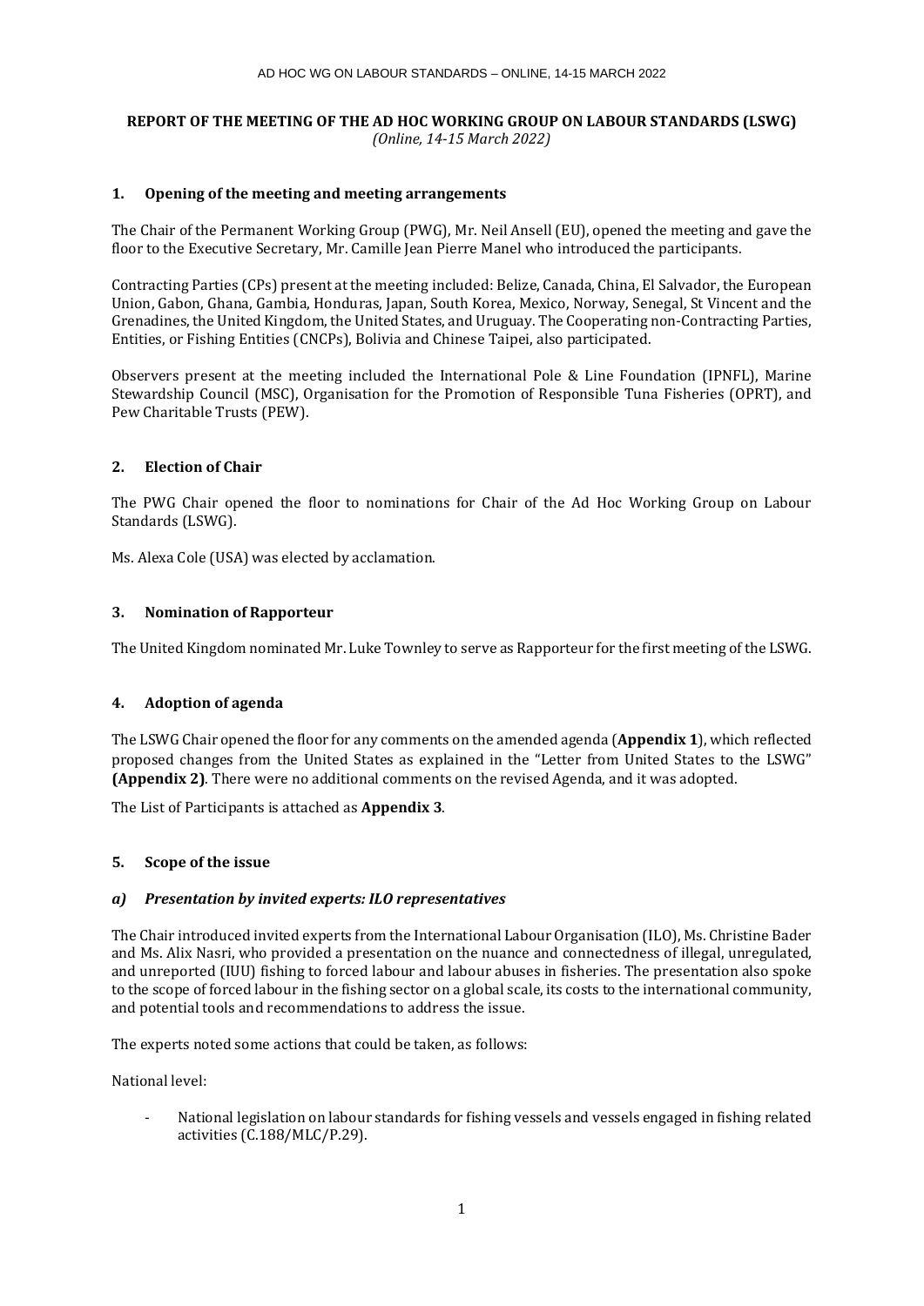**REPORT OF THE MEETING OF THE AD HOC WORKING GROUP ON LABOUR STANDARDS (LSWG)**
*(Online, 14-15 March 2022)*

## 1. Opening of the meeting and meeting arrangements

The Chair of the Permanent Working Group (PWG), Mr. Neil Ansell (EU), opened the meeting and gave the floor to the Executive Secretary, Mr. Camille Jean Pierre Manel who introduced the participants.

Contracting Parties (CPs) present at the meeting included: Belize, Canada, China, El Salvador, the European Union, Gabon, Ghana, Gambia, Honduras, Japan, South Korea, Mexico, Norway, Senegal, St Vincent and the Grenadines, the United Kingdom, the United States, and Uruguay. The Cooperating non-Contracting Parties, Entities, or Fishing Entities (CNCPs), Bolivia and Chinese Taipei, also participated.

Observers present at the meeting included the International Pole & Line Foundation (IPNFL), Marine Stewardship Council (MSC), Organisation for the Promotion of Responsible Tuna Fisheries (OPRT), and Pew Charitable Trusts (PEW).

## 2. Election of Chair

The PWG Chair opened the floor to nominations for Chair of the Ad Hoc Working Group on Labour Standards (LSWG).

Ms. Alexa Cole (USA) was elected by acclamation.

## 3. Nomination of Rapporteur

The United Kingdom nominated Mr. Luke Townley to serve as Rapporteur for the first meeting of the LSWG.

## 4. Adoption of agenda

The LSWG Chair opened the floor for any comments on the amended agenda (**Appendix 1**), which reflected proposed changes from the United States as explained in the "Letter from United States to the LSWG" **(Appendix 2)**. There were no additional comments on the revised Agenda, and it was adopted.

The List of Participants is attached as **Appendix 3**.

## 5. Scope of the issue

### *a) Presentation by invited experts: ILO representatives*

The Chair introduced invited experts from the International Labour Organisation (ILO), Ms. Christine Bader and Ms. Alix Nasri, who provided a presentation on the nuance and connectedness of illegal, unregulated, and unreported (IUU) fishing to forced labour and labour abuses in fisheries. The presentation also spoke to the scope of forced labour in the fishing sector on a global scale, its costs to the international community, and potential tools and recommendations to address the issue.

The experts noted some actions that could be taken, as follows:

National level:

- National legislation on labour standards for fishing vessels and vessels engaged in fishing related activities (C.188/MLC/P.29).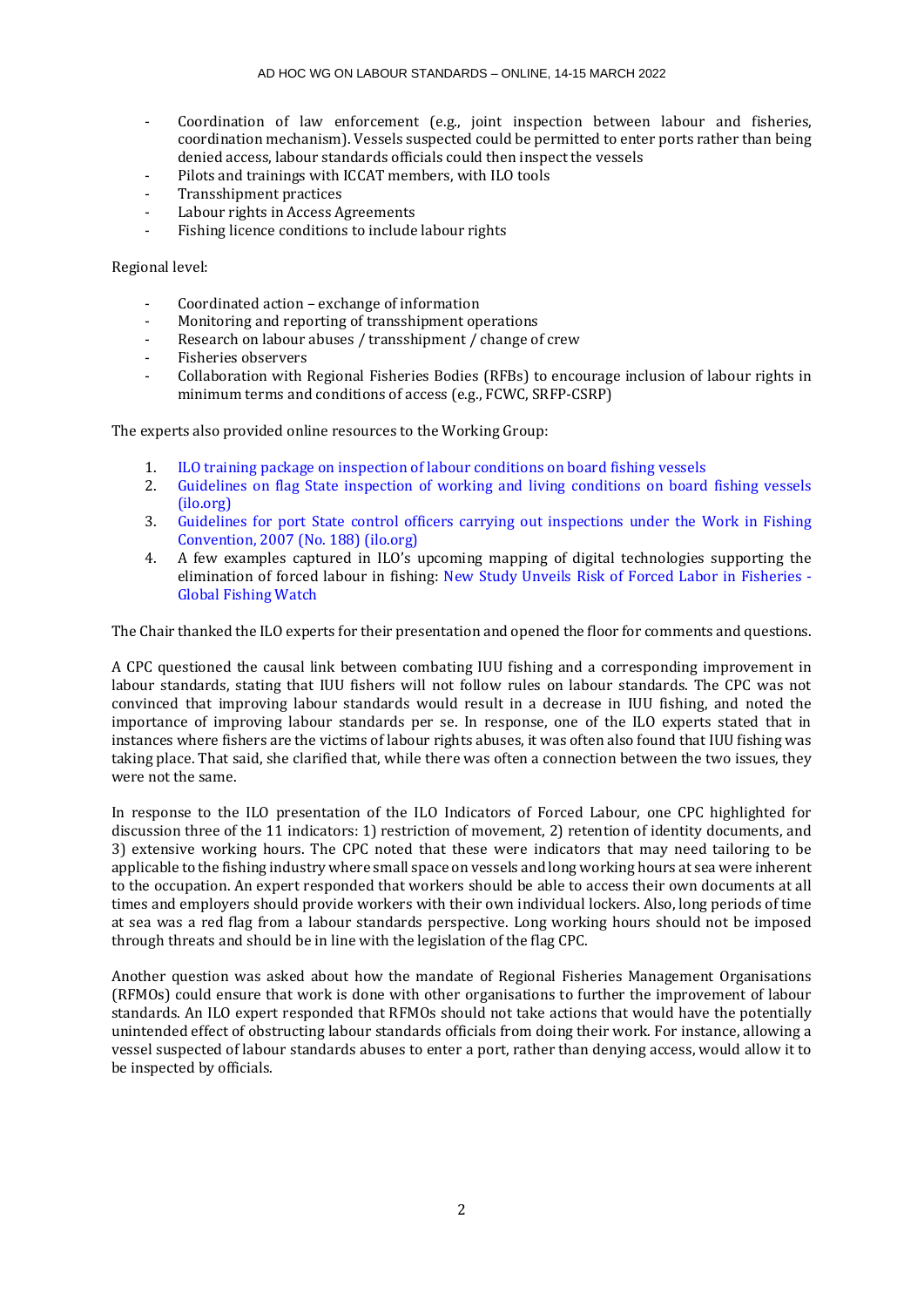- Coordination of law enforcement (e.g., joint inspection between labour and fisheries, coordination mechanism). Vessels suspected could be permitted to enter ports rather than being denied access, labour standards officials could then inspect the vessels
- Pilots and trainings with ICCAT members, with ILO tools
- Transshipment practices
- Labour rights in Access Agreements
- Fishing licence conditions to include labour rights

Regional level:

- Coordinated action – exchange of information
- Monitoring and reporting of transshipment operations
- Research on labour abuses / transshipment / change of crew
- Fisheries observers
- Collaboration with Regional Fisheries Bodies (RFBs) to encourage inclusion of labour rights in minimum terms and conditions of access (e.g., FCWC, SRFP-CSRP)

The experts also provided online resources to the Working Group:

1. ILO training package on inspection of labour conditions on board fishing vessels
2. Guidelines on flag State inspection of working and living conditions on board fishing vessels (ilo.org)
3. Guidelines for port State control officers carrying out inspections under the Work in Fishing Convention, 2007 (No. 188) (ilo.org)
4. A few examples captured in ILO's upcoming mapping of digital technologies supporting the elimination of forced labour in fishing: New Study Unveils Risk of Forced Labor in Fisheries - Global Fishing Watch

The Chair thanked the ILO experts for their presentation and opened the floor for comments and questions.

A CPC questioned the causal link between combating IUU fishing and a corresponding improvement in labour standards, stating that IUU fishers will not follow rules on labour standards. The CPC was not convinced that improving labour standards would result in a decrease in IUU fishing, and noted the importance of improving labour standards per se. In response, one of the ILO experts stated that in instances where fishers are the victims of labour rights abuses, it was often also found that IUU fishing was taking place. That said, she clarified that, while there was often a connection between the two issues, they were not the same.

In response to the ILO presentation of the ILO Indicators of Forced Labour, one CPC highlighted for discussion three of the 11 indicators: 1) restriction of movement, 2) retention of identity documents, and 3) extensive working hours. The CPC noted that these were indicators that may need tailoring to be applicable to the fishing industry where small space on vessels and long working hours at sea were inherent to the occupation. An expert responded that workers should be able to access their own documents at all times and employers should provide workers with their own individual lockers. Also, long periods of time at sea was a red flag from a labour standards perspective. Long working hours should not be imposed through threats and should be in line with the legislation of the flag CPC.

Another question was asked about how the mandate of Regional Fisheries Management Organisations (RFMOs) could ensure that work is done with other organisations to further the improvement of labour standards. An ILO expert responded that RFMOs should not take actions that would have the potentially unintended effect of obstructing labour standards officials from doing their work. For instance, allowing a vessel suspected of labour standards abuses to enter a port, rather than denying access, would allow it to be inspected by officials.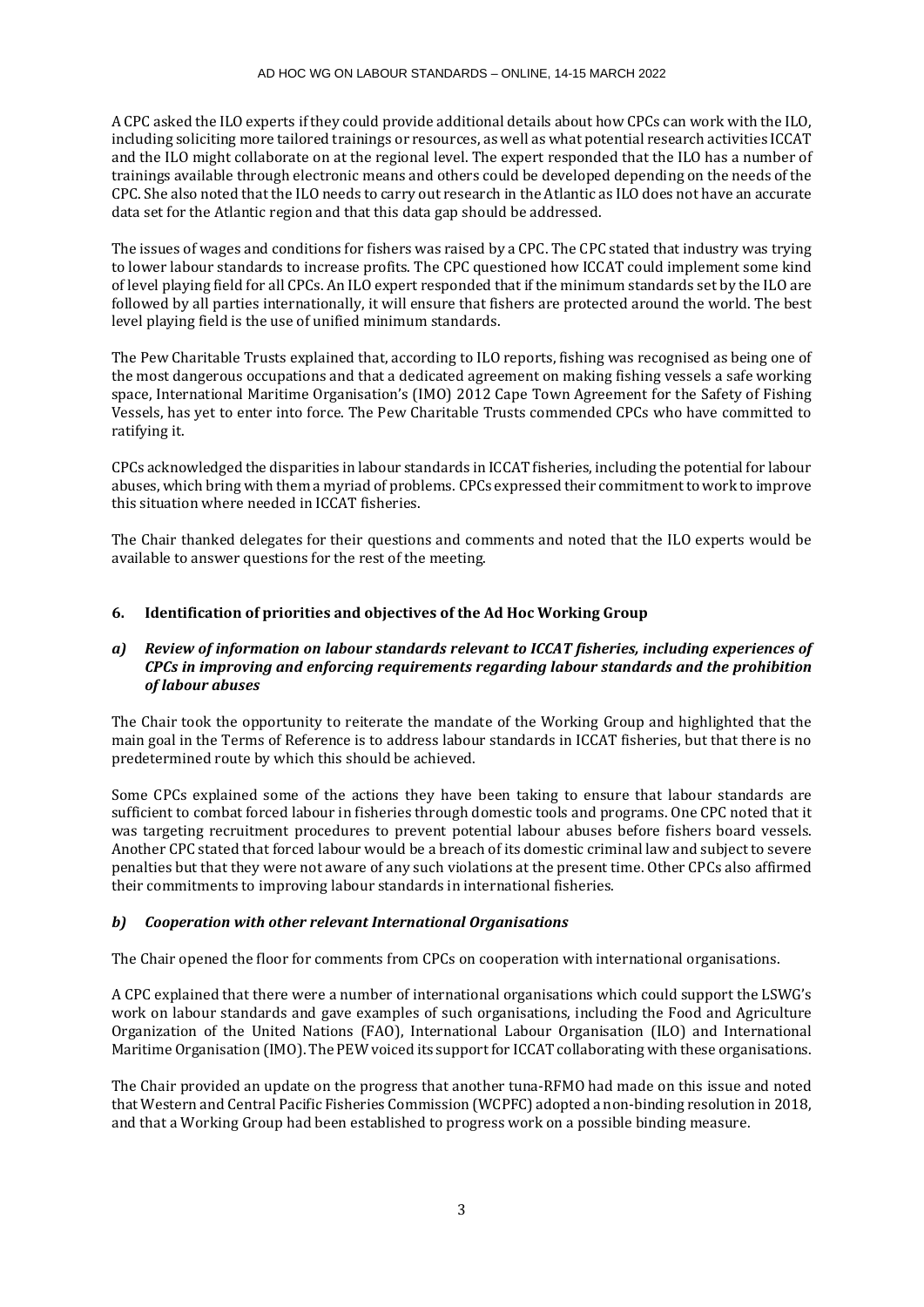A CPC asked the ILO experts if they could provide additional details about how CPCs can work with the ILO, including soliciting more tailored trainings or resources, as well as what potential research activities ICCAT and the ILO might collaborate on at the regional level. The expert responded that the ILO has a number of trainings available through electronic means and others could be developed depending on the needs of the CPC. She also noted that the ILO needs to carry out research in the Atlantic as ILO does not have an accurate data set for the Atlantic region and that this data gap should be addressed.

The issues of wages and conditions for fishers was raised by a CPC. The CPC stated that industry was trying to lower labour standards to increase profits. The CPC questioned how ICCAT could implement some kind of level playing field for all CPCs. An ILO expert responded that if the minimum standards set by the ILO are followed by all parties internationally, it will ensure that fishers are protected around the world. The best level playing field is the use of unified minimum standards.

The Pew Charitable Trusts explained that, according to ILO reports, fishing was recognised as being one of the most dangerous occupations and that a dedicated agreement on making fishing vessels a safe working space, International Maritime Organisation's (IMO) 2012 Cape Town Agreement for the Safety of Fishing Vessels, has yet to enter into force. The Pew Charitable Trusts commended CPCs who have committed to ratifying it.

CPCs acknowledged the disparities in labour standards in ICCAT fisheries, including the potential for labour abuses, which bring with them a myriad of problems. CPCs expressed their commitment to work to improve this situation where needed in ICCAT fisheries.

The Chair thanked delegates for their questions and comments and noted that the ILO experts would be available to answer questions for the rest of the meeting.

## 6. Identification of priorities and objectives of the Ad Hoc Working Group

### *a) Review of information on labour standards relevant to ICCAT fisheries, including experiences of CPCs in improving and enforcing requirements regarding labour standards and the prohibition of labour abuses*

The Chair took the opportunity to reiterate the mandate of the Working Group and highlighted that the main goal in the Terms of Reference is to address labour standards in ICCAT fisheries, but that there is no predetermined route by which this should be achieved.

Some CPCs explained some of the actions they have been taking to ensure that labour standards are sufficient to combat forced labour in fisheries through domestic tools and programs. One CPC noted that it was targeting recruitment procedures to prevent potential labour abuses before fishers board vessels. Another CPC stated that forced labour would be a breach of its domestic criminal law and subject to severe penalties but that they were not aware of any such violations at the present time. Other CPCs also affirmed their commitments to improving labour standards in international fisheries.

### *b) Cooperation with other relevant International Organisations*

The Chair opened the floor for comments from CPCs on cooperation with international organisations.

A CPC explained that there were a number of international organisations which could support the LSWG's work on labour standards and gave examples of such organisations, including the Food and Agriculture Organization of the United Nations (FAO), International Labour Organisation (ILO) and International Maritime Organisation (IMO). The PEW voiced its support for ICCAT collaborating with these organisations.

The Chair provided an update on the progress that another tuna-RFMO had made on this issue and noted that Western and Central Pacific Fisheries Commission (WCPFC) adopted a non-binding resolution in 2018, and that a Working Group had been established to progress work on a possible binding measure.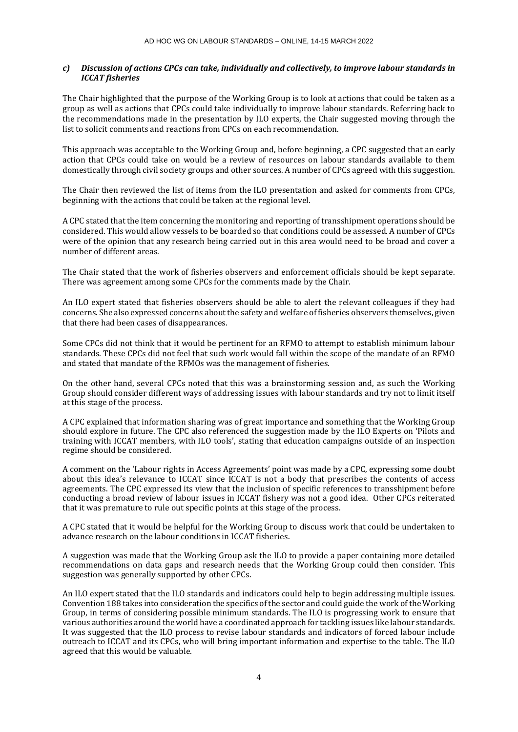### *c) Discussion of actions CPCs can take, individually and collectively, to improve labour standards in ICCAT fisheries*

The Chair highlighted that the purpose of the Working Group is to look at actions that could be taken as a group as well as actions that CPCs could take individually to improve labour standards. Referring back to the recommendations made in the presentation by ILO experts, the Chair suggested moving through the list to solicit comments and reactions from CPCs on each recommendation.

This approach was acceptable to the Working Group and, before beginning, a CPC suggested that an early action that CPCs could take on would be a review of resources on labour standards available to them domestically through civil society groups and other sources. A number of CPCs agreed with this suggestion.

The Chair then reviewed the list of items from the ILO presentation and asked for comments from CPCs, beginning with the actions that could be taken at the regional level.

A CPC stated that the item concerning the monitoring and reporting of transshipment operations should be considered. This would allow vessels to be boarded so that conditions could be assessed. A number of CPCs were of the opinion that any research being carried out in this area would need to be broad and cover a number of different areas.

The Chair stated that the work of fisheries observers and enforcement officials should be kept separate. There was agreement among some CPCs for the comments made by the Chair.

An ILO expert stated that fisheries observers should be able to alert the relevant colleagues if they had concerns. She also expressed concerns about the safety and welfare of fisheries observers themselves, given that there had been cases of disappearances.

Some CPCs did not think that it would be pertinent for an RFMO to attempt to establish minimum labour standards. These CPCs did not feel that such work would fall within the scope of the mandate of an RFMO and stated that mandate of the RFMOs was the management of fisheries.

On the other hand, several CPCs noted that this was a brainstorming session and, as such the Working Group should consider different ways of addressing issues with labour standards and try not to limit itself at this stage of the process.

A CPC explained that information sharing was of great importance and something that the Working Group should explore in future. The CPC also referenced the suggestion made by the ILO Experts on 'Pilots and training with ICCAT members, with ILO tools', stating that education campaigns outside of an inspection regime should be considered.

A comment on the 'Labour rights in Access Agreements' point was made by a CPC, expressing some doubt about this idea's relevance to ICCAT since ICCAT is not a body that prescribes the contents of access agreements. The CPC expressed its view that the inclusion of specific references to transshipment before conducting a broad review of labour issues in ICCAT fishery was not a good idea. Other CPCs reiterated that it was premature to rule out specific points at this stage of the process.

A CPC stated that it would be helpful for the Working Group to discuss work that could be undertaken to advance research on the labour conditions in ICCAT fisheries.

A suggestion was made that the Working Group ask the ILO to provide a paper containing more detailed recommendations on data gaps and research needs that the Working Group could then consider. This suggestion was generally supported by other CPCs.

An ILO expert stated that the ILO standards and indicators could help to begin addressing multiple issues. Convention 188 takes into consideration the specifics of the sector and could guide the work of the Working Group, in terms of considering possible minimum standards. The ILO is progressing work to ensure that various authorities around the world have a coordinated approach for tackling issues like labour standards. It was suggested that the ILO process to revise labour standards and indicators of forced labour include outreach to ICCAT and its CPCs, who will bring important information and expertise to the table. The ILO agreed that this would be valuable.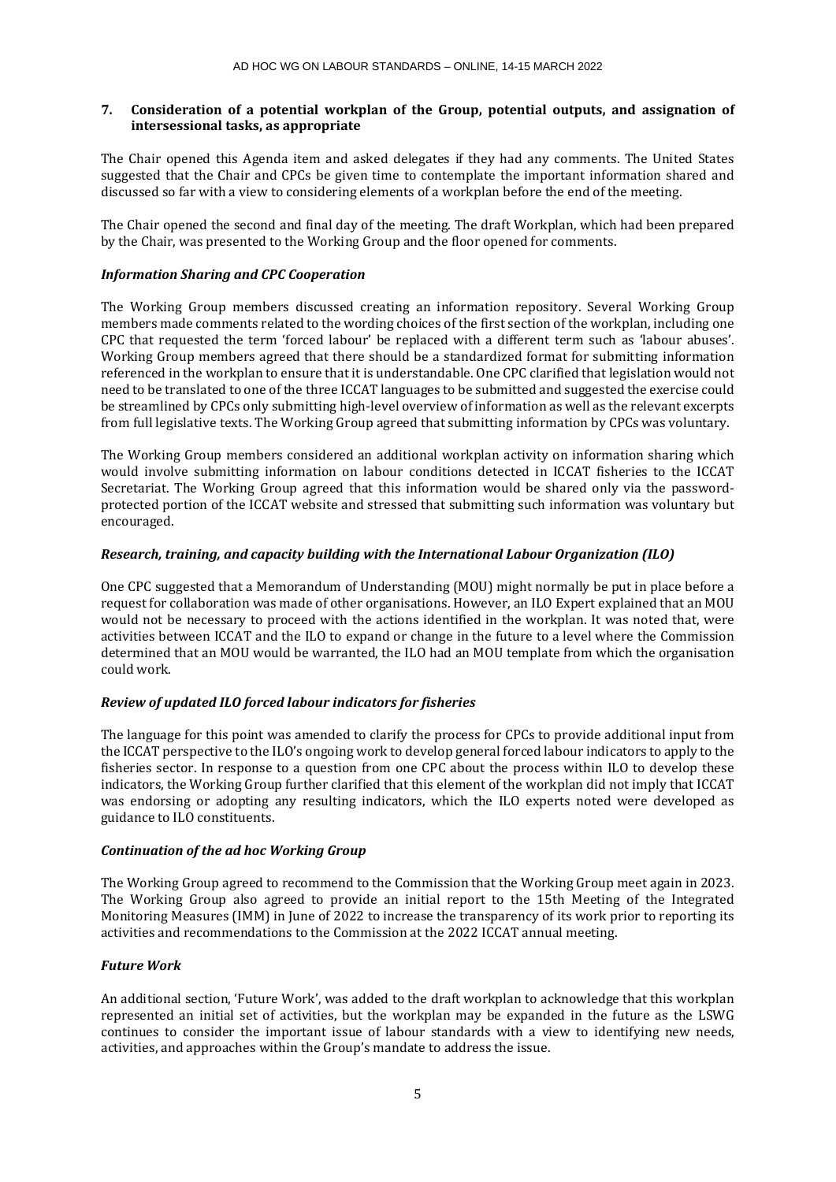## 7. Consideration of a potential workplan of the Group, potential outputs, and assignation of intersessional tasks, as appropriate

The Chair opened this Agenda item and asked delegates if they had any comments. The United States suggested that the Chair and CPCs be given time to contemplate the important information shared and discussed so far with a view to considering elements of a workplan before the end of the meeting.

The Chair opened the second and final day of the meeting. The draft Workplan, which had been prepared by the Chair, was presented to the Working Group and the floor opened for comments.

### *Information Sharing and CPC Cooperation*

The Working Group members discussed creating an information repository. Several Working Group members made comments related to the wording choices of the first section of the workplan, including one CPC that requested the term 'forced labour' be replaced with a different term such as 'labour abuses'. Working Group members agreed that there should be a standardized format for submitting information referenced in the workplan to ensure that it is understandable. One CPC clarified that legislation would not need to be translated to one of the three ICCAT languages to be submitted and suggested the exercise could be streamlined by CPCs only submitting high-level overview of information as well as the relevant excerpts from full legislative texts. The Working Group agreed that submitting information by CPCs was voluntary.

The Working Group members considered an additional workplan activity on information sharing which would involve submitting information on labour conditions detected in ICCAT fisheries to the ICCAT Secretariat. The Working Group agreed that this information would be shared only via the password-protected portion of the ICCAT website and stressed that submitting such information was voluntary but encouraged.

### *Research, training, and capacity building with the International Labour Organization (ILO)*

One CPC suggested that a Memorandum of Understanding (MOU) might normally be put in place before a request for collaboration was made of other organisations. However, an ILO Expert explained that an MOU would not be necessary to proceed with the actions identified in the workplan. It was noted that, were activities between ICCAT and the ILO to expand or change in the future to a level where the Commission determined that an MOU would be warranted, the ILO had an MOU template from which the organisation could work.

### *Review of updated ILO forced labour indicators for fisheries*

The language for this point was amended to clarify the process for CPCs to provide additional input from the ICCAT perspective to the ILO's ongoing work to develop general forced labour indicators to apply to the fisheries sector. In response to a question from one CPC about the process within ILO to develop these indicators, the Working Group further clarified that this element of the workplan did not imply that ICCAT was endorsing or adopting any resulting indicators, which the ILO experts noted were developed as guidance to ILO constituents.

### *Continuation of the ad hoc Working Group*

The Working Group agreed to recommend to the Commission that the Working Group meet again in 2023. The Working Group also agreed to provide an initial report to the 15th Meeting of the Integrated Monitoring Measures (IMM) in June of 2022 to increase the transparency of its work prior to reporting its activities and recommendations to the Commission at the 2022 ICCAT annual meeting.

### *Future Work*

An additional section, 'Future Work', was added to the draft workplan to acknowledge that this workplan represented an initial set of activities, but the workplan may be expanded in the future as the LSWG continues to consider the important issue of labour standards with a view to identifying new needs, activities, and approaches within the Group's mandate to address the issue.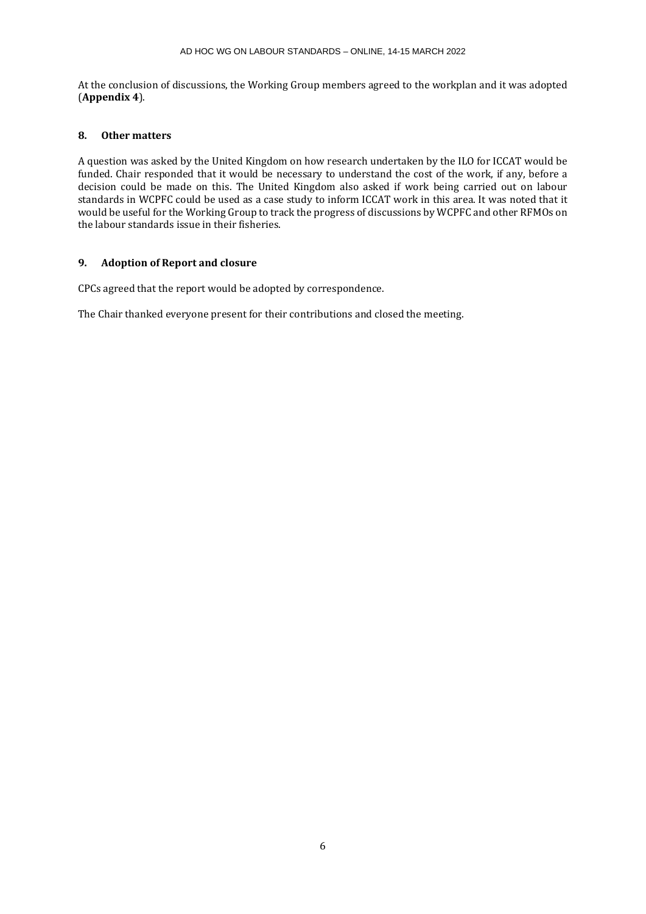At the conclusion of discussions, the Working Group members agreed to the workplan and it was adopted (**Appendix 4**).

## 8. Other matters

A question was asked by the United Kingdom on how research undertaken by the ILO for ICCAT would be funded. Chair responded that it would be necessary to understand the cost of the work, if any, before a decision could be made on this. The United Kingdom also asked if work being carried out on labour standards in WCPFC could be used as a case study to inform ICCAT work in this area. It was noted that it would be useful for the Working Group to track the progress of discussions by WCPFC and other RFMOs on the labour standards issue in their fisheries.

## 9. Adoption of Report and closure

CPCs agreed that the report would be adopted by correspondence.

The Chair thanked everyone present for their contributions and closed the meeting.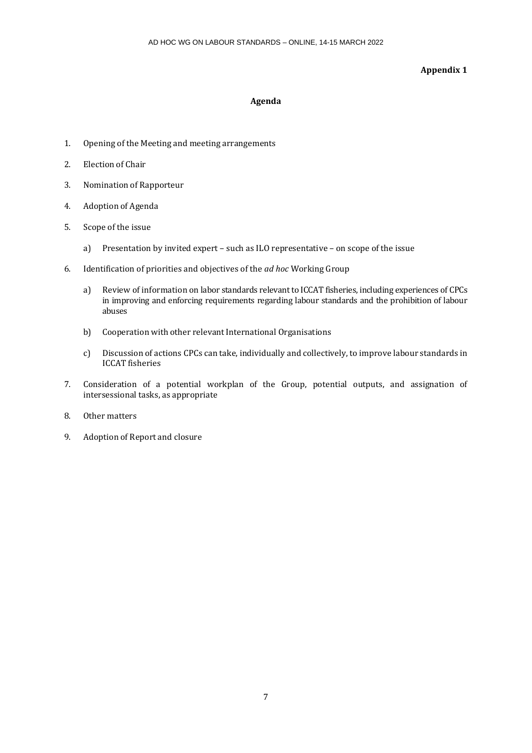**Appendix 1**

## Agenda

1. Opening of the Meeting and meeting arrangements
2. Election of Chair
3. Nomination of Rapporteur
4. Adoption of Agenda
5. Scope of the issue
   a) Presentation by invited expert – such as ILO representative – on scope of the issue
6. Identification of priorities and objectives of the *ad hoc* Working Group
   a) Review of information on labor standards relevant to ICCAT fisheries, including experiences of CPCs in improving and enforcing requirements regarding labour standards and the prohibition of labour abuses
   b) Cooperation with other relevant International Organisations
   c) Discussion of actions CPCs can take, individually and collectively, to improve labour standards in ICCAT fisheries
7. Consideration of a potential workplan of the Group, potential outputs, and assignation of intersessional tasks, as appropriate
8. Other matters
9. Adoption of Report and closure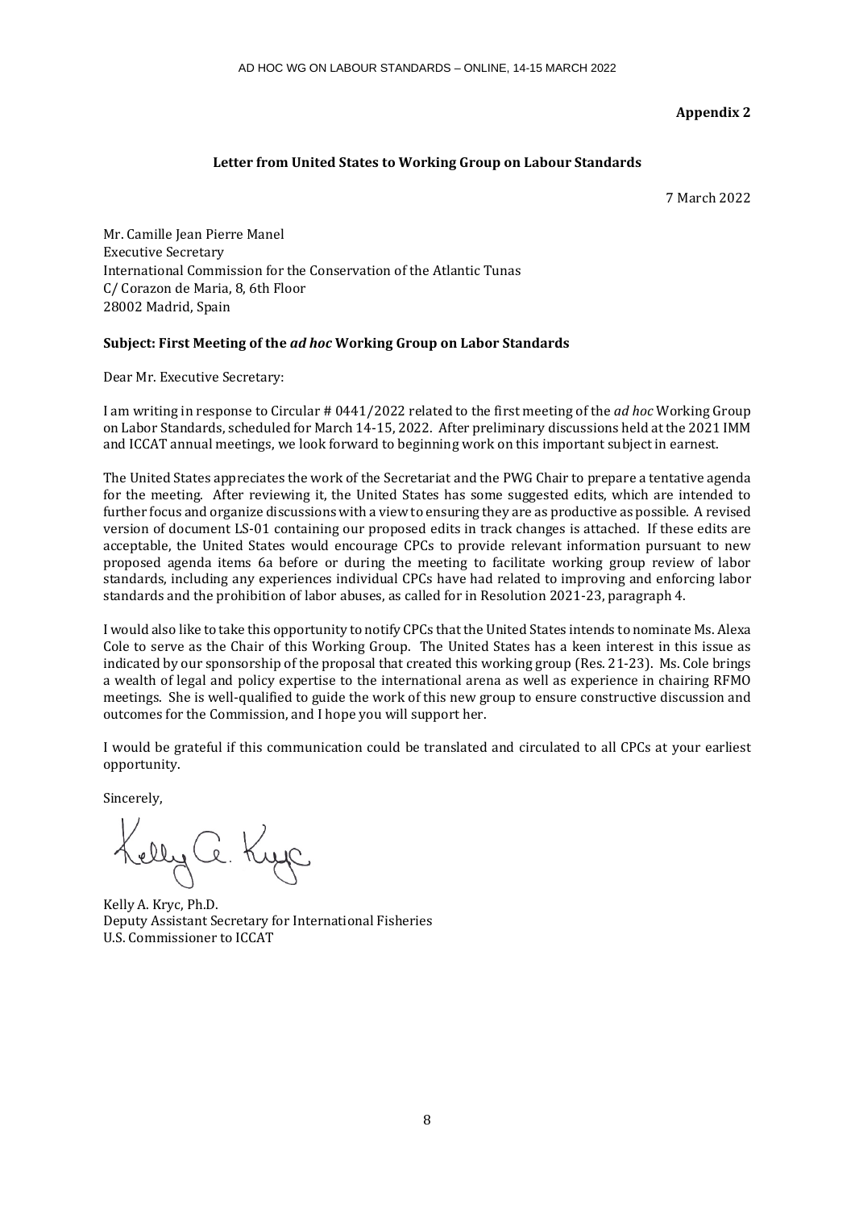**Appendix 2**

**Letter from United States to Working Group on Labour Standards**

7 March 2022

Mr. Camille Jean Pierre Manel
Executive Secretary
International Commission for the Conservation of the Atlantic Tunas
C/ Corazon de Maria, 8, 6th Floor
28002 Madrid, Spain

**Subject: First Meeting of the *ad hoc* Working Group on Labor Standards**

Dear Mr. Executive Secretary:

I am writing in response to Circular # 0441/2022 related to the first meeting of the *ad hoc* Working Group on Labor Standards, scheduled for March 14-15, 2022. After preliminary discussions held at the 2021 IMM and ICCAT annual meetings, we look forward to beginning work on this important subject in earnest.

The United States appreciates the work of the Secretariat and the PWG Chair to prepare a tentative agenda for the meeting. After reviewing it, the United States has some suggested edits, which are intended to further focus and organize discussions with a view to ensuring they are as productive as possible. A revised version of document LS-01 containing our proposed edits in track changes is attached. If these edits are acceptable, the United States would encourage CPCs to provide relevant information pursuant to new proposed agenda items 6a before or during the meeting to facilitate working group review of labor standards, including any experiences individual CPCs have had related to improving and enforcing labor standards and the prohibition of labor abuses, as called for in Resolution 2021-23, paragraph 4.

I would also like to take this opportunity to notify CPCs that the United States intends to nominate Ms. Alexa Cole to serve as the Chair of this Working Group. The United States has a keen interest in this issue as indicated by our sponsorship of the proposal that created this working group (Res. 21-23). Ms. Cole brings a wealth of legal and policy expertise to the international arena as well as experience in chairing RFMO meetings. She is well-qualified to guide the work of this new group to ensure constructive discussion and outcomes for the Commission, and I hope you will support her.

I would be grateful if this communication could be translated and circulated to all CPCs at your earliest opportunity.

Sincerely,

Kelly A. Kryc, Ph.D.
Deputy Assistant Secretary for International Fisheries
U.S. Commissioner to ICCAT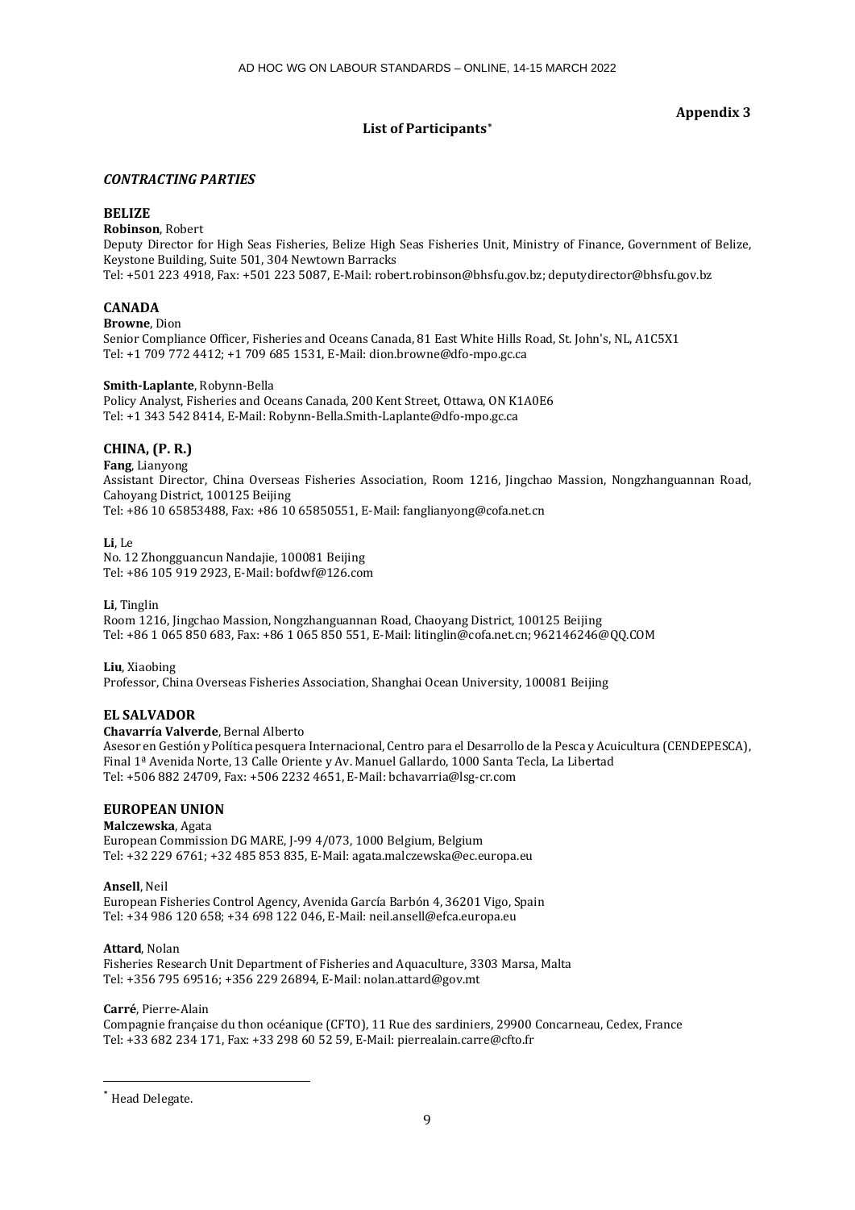**Appendix 3**

**List of Participants**[*]

***CONTRACTING PARTIES***

**BELIZE**

**Robinson**, Robert
Deputy Director for High Seas Fisheries, Belize High Seas Fisheries Unit, Ministry of Finance, Government of Belize, Keystone Building, Suite 501, 304 Newtown Barracks
Tel: +501 223 4918, Fax: +501 223 5087, E-Mail: robert.robinson@bhsfu.gov.bz; deputydirector@bhsfu.gov.bz

**CANADA**

**Browne**, Dion
Senior Compliance Officer, Fisheries and Oceans Canada, 81 East White Hills Road, St. John's, NL, A1C5X1
Tel: +1 709 772 4412; +1 709 685 1531, E-Mail: dion.browne@dfo-mpo.gc.ca

**Smith-Laplante**, Robynn-Bella
Policy Analyst, Fisheries and Oceans Canada, 200 Kent Street, Ottawa, ON K1A0E6
Tel: +1 343 542 8414, E-Mail: Robynn-Bella.Smith-Laplante@dfo-mpo.gc.ca

**CHINA, (P. R.)**

**Fang**, Lianyong
Assistant Director, China Overseas Fisheries Association, Room 1216, Jingchao Massion, Nongzhanguannan Road, Cahoyang District, 100125 Beijing
Tel: +86 10 65853488, Fax: +86 10 65850551, E-Mail: fanglianyong@cofa.net.cn

**Li**, Le
No. 12 Zhongguancun Nandajie, 100081 Beijing
Tel: +86 105 919 2923, E-Mail: bofdwf@126.com

**Li**, Tinglin
Room 1216, Jingchao Massion, Nongzhanguannan Road, Chaoyang District, 100125 Beijing
Tel: +86 1 065 850 683, Fax: +86 1 065 850 551, E-Mail: litinglin@cofa.net.cn; 962146246@QQ.COM

**Liu**, Xiaobing
Professor, China Overseas Fisheries Association, Shanghai Ocean University, 100081 Beijing

**EL SALVADOR**

**Chavarría Valverde**, Bernal Alberto
Asesor en Gestión y Política pesquera Internacional, Centro para el Desarrollo de la Pesca y Acuicultura (CENDEPESCA), Final 1ª Avenida Norte, 13 Calle Oriente y Av. Manuel Gallardo, 1000 Santa Tecla, La Libertad
Tel: +506 882 24709, Fax: +506 2232 4651, E-Mail: bchavarria@lsg-cr.com

**EUROPEAN UNION**

**Malczewska**, Agata
European Commission DG MARE, J-99 4/073, 1000 Belgium, Belgium
Tel: +32 229 6761; +32 485 853 835, E-Mail: agata.malczewska@ec.europa.eu

**Ansell**, Neil
European Fisheries Control Agency, Avenida García Barbón 4, 36201 Vigo, Spain
Tel: +34 986 120 658; +34 698 122 046, E-Mail: neil.ansell@efca.europa.eu

**Attard**, Nolan
Fisheries Research Unit Department of Fisheries and Aquaculture, 3303 Marsa, Malta
Tel: +356 795 69516; +356 229 26894, E-Mail: nolan.attard@gov.mt

**Carré**, Pierre-Alain
Compagnie française du thon océanique (CFTO), 11 Rue des sardiniers, 29900 Concarneau, Cedex, France
Tel: +33 682 234 171, Fax: +33 298 60 52 59, E-Mail: pierrealain.carre@cfto.fr

---

[*] Head Delegate.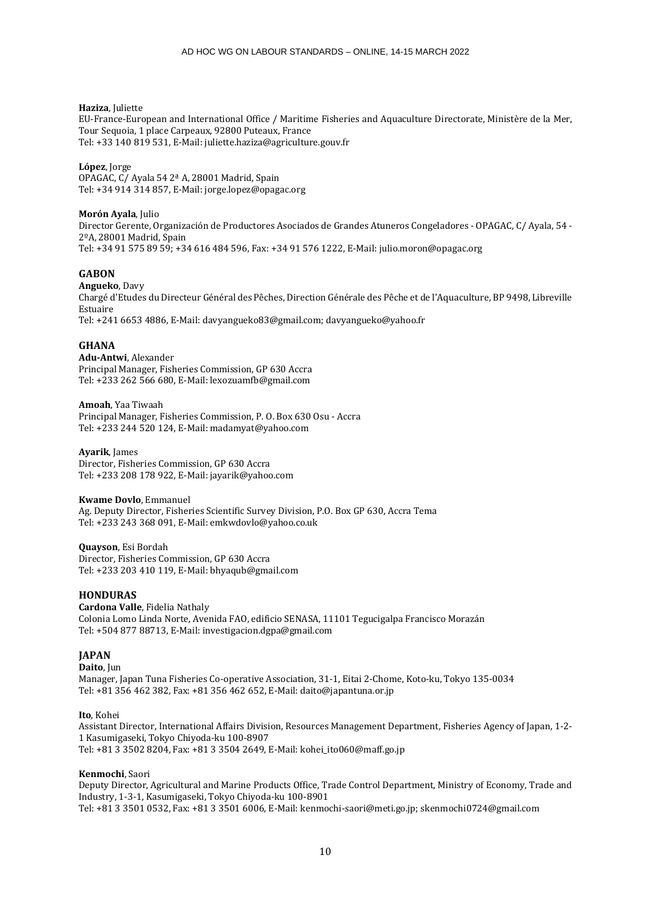**Haziza**, Juliette
EU-France-European and International Office / Maritime Fisheries and Aquaculture Directorate, Ministère de la Mer, Tour Sequoia, 1 place Carpeaux, 92800 Puteaux, France
Tel: +33 140 819 531, E-Mail: juliette.haziza@agriculture.gouv.fr

**López**, Jorge
OPAGAC, C/ Ayala 54 2ª A, 28001 Madrid, Spain
Tel: +34 914 314 857, E-Mail: jorge.lopez@opagac.org

**Morón Ayala**, Julio
Director Gerente, Organización de Productores Asociados de Grandes Atuneros Congeladores - OPAGAC, C/ Ayala, 54 - 2ºA, 28001 Madrid, Spain
Tel: +34 91 575 89 59; +34 616 484 596, Fax: +34 91 576 1222, E-Mail: julio.moron@opagac.org

## GABON

**Angueko**, Davy
Chargé d'Etudes du Directeur Général des Pêches, Direction Générale des Pêche et de l'Aquaculture, BP 9498, Libreville Estuaire
Tel: +241 6653 4886, E-Mail: davyangueko83@gmail.com; davyangueko@yahoo.fr

## GHANA

**Adu-Antwi**, Alexander
Principal Manager, Fisheries Commission, GP 630 Accra
Tel: +233 262 566 680, E-Mail: lexozuamfb@gmail.com

**Amoah**, Yaa Tiwaah
Principal Manager, Fisheries Commission, P. O. Box 630 Osu - Accra
Tel: +233 244 520 124, E-Mail: madamyat@yahoo.com

**Ayarik**, James
Director, Fisheries Commission, GP 630 Accra
Tel: +233 208 178 922, E-Mail: jayarik@yahoo.com

**Kwame Dovlo**, Emmanuel
Ag. Deputy Director, Fisheries Scientific Survey Division, P.O. Box GP 630, Accra Tema
Tel: +233 243 368 091, E-Mail: emkwdovlo@yahoo.co.uk

**Quayson**, Esi Bordah
Director, Fisheries Commission, GP 630 Accra
Tel: +233 203 410 119, E-Mail: bhyaqub@gmail.com

## HONDURAS

**Cardona Valle**, Fidelia Nathaly
Colonia Lomo Linda Norte, Avenida FAO, edificio SENASA, 11101 Tegucigalpa Francisco Morazán
Tel: +504 877 88713, E-Mail: investigacion.dgpa@gmail.com

## JAPAN

**Daito**, Jun
Manager, Japan Tuna Fisheries Co-operative Association, 31-1, Eitai 2-Chome, Koto-ku, Tokyo 135-0034
Tel: +81 356 462 382, Fax: +81 356 462 652, E-Mail: daito@japantuna.or.jp

**Ito**, Kohei
Assistant Director, International Affairs Division, Resources Management Department, Fisheries Agency of Japan, 1-2-1 Kasumigaseki, Tokyo Chiyoda-ku 100-8907
Tel: +81 3 3502 8204, Fax: +81 3 3504 2649, E-Mail: kohei_ito060@maff.go.jp

**Kenmochi**, Saori
Deputy Director, Agricultural and Marine Products Office, Trade Control Department, Ministry of Economy, Trade and Industry, 1-3-1, Kasumigaseki, Tokyo Chiyoda-ku 100-8901
Tel: +81 3 3501 0532, Fax: +81 3 3501 6006, E-Mail: kenmochi-saori@meti.go.jp; skenmochi0724@gmail.com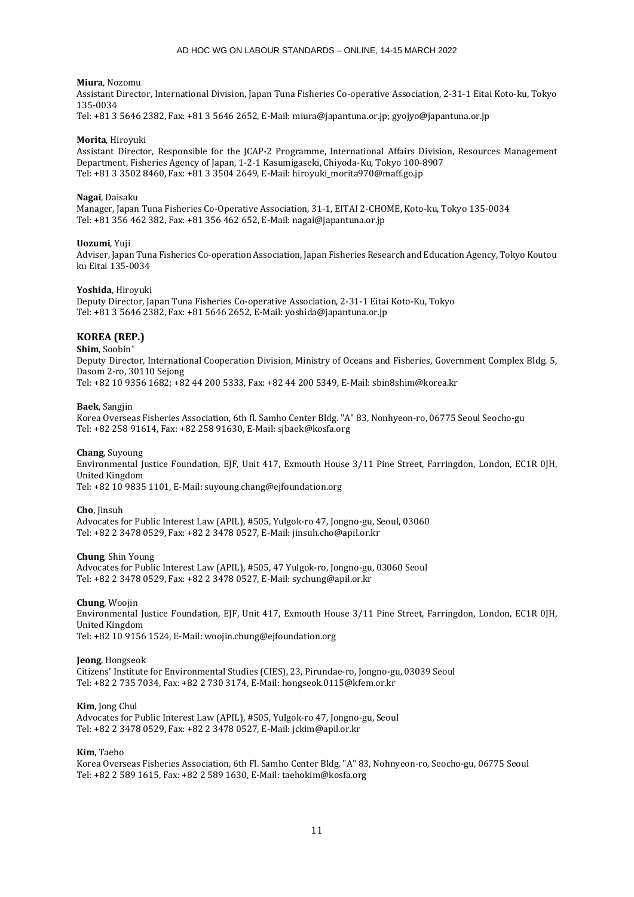**Miura**, Nozomu
Assistant Director, International Division, Japan Tuna Fisheries Co-operative Association, 2-31-1 Eitai Koto-ku, Tokyo 135-0034
Tel: +81 3 5646 2382, Fax: +81 3 5646 2652, E-Mail: miura@japantuna.or.jp; gyojyo@japantuna.or.jp

**Morita**, Hiroyuki
Assistant Director, Responsible for the JCAP-2 Programme, International Affairs Division, Resources Management Department, Fisheries Agency of Japan, 1-2-1 Kasumigaseki, Chiyoda-Ku, Tokyo 100-8907
Tel: +81 3 3502 8460, Fax: +81 3 3504 2649, E-Mail: hiroyuki_morita970@maff.go.jp

**Nagai**, Daisaku
Manager, Japan Tuna Fisheries Co-Operative Association, 31-1, EITAI 2-CHOME, Koto-ku, Tokyo 135-0034
Tel: +81 356 462 382, Fax: +81 356 462 652, E-Mail: nagai@japantuna.or.jp

**Uozumi**, Yuji
Adviser, Japan Tuna Fisheries Co-operation Association, Japan Fisheries Research and Education Agency, Tokyo Koutou ku Eitai 135-0034

**Yoshida**, Hiroyuki
Deputy Director, Japan Tuna Fisheries Co-operative Association, 2-31-1 Eitai Koto-Ku, Tokyo
Tel: +81 3 5646 2382, Fax: +81 5646 2652, E-Mail: yoshida@japantuna.or.jp

## KOREA (REP.)

**Shim**, Soobin*
Deputy Director, International Cooperation Division, Ministry of Oceans and Fisheries, Government Complex Bldg. 5, Dasom 2-ro, 30110 Sejong
Tel: +82 10 9356 1682; +82 44 200 5333, Fax: +82 44 200 5349, E-Mail: sbin8shim@korea.kr

**Baek**, Sangjin
Korea Overseas Fisheries Association, 6th fl. Samho Center Bldg. "A" 83, Nonhyeon-ro, 06775 Seoul Seocho-gu
Tel: +82 258 91614, Fax: +82 258 91630, E-Mail: sjbaek@kosfa.org

**Chang**, Suyoung
Environmental Justice Foundation, EJF, Unit 417, Exmouth House 3/11 Pine Street, Farringdon, London, EC1R 0JH, United Kingdom
Tel: +82 10 9835 1101, E-Mail: suyoung.chang@ejfoundation.org

**Cho**, Jinsuh
Advocates for Public Interest Law (APIL), #505, Yulgok-ro 47, Jongno-gu, Seoul, 03060
Tel: +82 2 3478 0529, Fax: +82 2 3478 0527, E-Mail: jinsuh.cho@apil.or.kr

**Chung**, Shin Young
Advocates for Public Interest Law (APIL), #505, 47 Yulgok-ro, Jongno-gu, 03060 Seoul
Tel: +82 2 3478 0529, Fax: +82 2 3478 0527, E-Mail: sychung@apil.or.kr

**Chung**, Woojin
Environmental Justice Foundation, EJF, Unit 417, Exmouth House 3/11 Pine Street, Farringdon, London, EC1R 0JH, United Kingdom
Tel: +82 10 9156 1524, E-Mail: woojin.chung@ejfoundation.org

**Jeong**, Hongseok
Citizens' Institute for Environmental Studies (CIES), 23, Pirundae-ro, Jongno-gu, 03039 Seoul
Tel: +82 2 735 7034, Fax: +82 2 730 3174, E-Mail: hongseok.0115@kfem.or.kr

**Kim**, Jong Chul
Advocates for Public Interest Law (APIL), #505, Yulgok-ro 47, Jongno-gu, Seoul
Tel: +82 2 3478 0529, Fax: +82 2 3478 0527, E-Mail: jckim@apil.or.kr

**Kim**, Taeho
Korea Overseas Fisheries Association, 6th Fl. Samho Center Bldg. "A" 83, Nohnyeon-ro, Seocho-gu, 06775 Seoul
Tel: +82 2 589 1615, Fax: +82 2 589 1630, E-Mail: taehokim@kosfa.org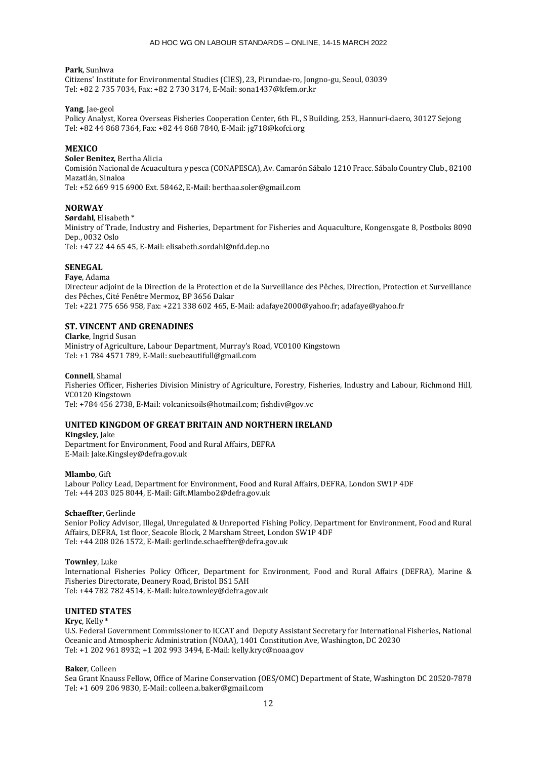**Park**, Sunhwa
Citizens' Institute for Environmental Studies (CIES), 23, Pirundae-ro, Jongno-gu, Seoul, 03039
Tel: +82 2 735 7034, Fax: +82 2 730 3174, E-Mail: sona1437@kfem.or.kr

**Yang**, Jae-geol
Policy Analyst, Korea Overseas Fisheries Cooperation Center, 6th FL, S Building, 253, Hannuri-daero, 30127 Sejong
Tel: +82 44 868 7364, Fax: +82 44 868 7840, E-Mail: jg718@kofci.org

## MEXICO

**Soler Benitez**, Bertha Alicia
Comisión Nacional de Acuacultura y pesca (CONAPESCA), Av. Camarón Sábalo 1210 Fracc. Sábalo Country Club., 82100 Mazatlán, Sinaloa
Tel: +52 669 915 6900 Ext. 58462, E-Mail: berthaa.soler@gmail.com

## NORWAY

**Sørdahl**, Elisabeth *
Ministry of Trade, Industry and Fisheries, Department for Fisheries and Aquaculture, Kongensgate 8, Postboks 8090 Dep., 0032 Oslo
Tel: +47 22 44 65 45, E-Mail: elisabeth.sordahl@nfd.dep.no

## SENEGAL

**Faye**, Adama
Directeur adjoint de la Direction de la Protection et de la Surveillance des Pêches, Direction, Protection et Surveillance des Pêches, Cité Fenêtre Mermoz, BP 3656 Dakar
Tel: +221 775 656 958, Fax: +221 338 602 465, E-Mail: adafaye2000@yahoo.fr; adafaye@yahoo.fr

## ST. VINCENT AND GRENADINES

**Clarke**, Ingrid Susan
Ministry of Agriculture, Labour Department, Murray's Road, VC0100 Kingstown
Tel: +1 784 4571 789, E-Mail: suebeautifull@gmail.com

**Connell**, Shamal
Fisheries Officer, Fisheries Division Ministry of Agriculture, Forestry, Fisheries, Industry and Labour, Richmond Hill, VC0120 Kingstown
Tel: +784 456 2738, E-Mail: volcanicsoils@hotmail.com; fishdiv@gov.vc

## UNITED KINGDOM OF GREAT BRITAIN AND NORTHERN IRELAND

**Kingsley**, Jake
Department for Environment, Food and Rural Affairs, DEFRA
E-Mail: Jake.Kingsley@defra.gov.uk

**Mlambo**, Gift
Labour Policy Lead, Department for Environment, Food and Rural Affairs, DEFRA, London SW1P 4DF
Tel: +44 203 025 8044, E-Mail: Gift.Mlambo2@defra.gov.uk

**Schaeffter**, Gerlinde
Senior Policy Advisor, Illegal, Unregulated & Unreported Fishing Policy, Department for Environment, Food and Rural Affairs, DEFRA, 1st floor, Seacole Block, 2 Marsham Street, London SW1P 4DF
Tel: +44 208 026 1572, E-Mail: gerlinde.schaeffter@defra.gov.uk

**Townley**, Luke
International Fisheries Policy Officer, Department for Environment, Food and Rural Affairs (DEFRA), Marine & Fisheries Directorate, Deanery Road, Bristol BS1 5AH
Tel: +44 782 782 4514, E-Mail: luke.townley@defra.gov.uk

## UNITED STATES

**Kryc**, Kelly *
U.S. Federal Government Commissioner to ICCAT and Deputy Assistant Secretary for International Fisheries, National Oceanic and Atmospheric Administration (NOAA), 1401 Constitution Ave, Washington, DC 20230
Tel: +1 202 961 8932; +1 202 993 3494, E-Mail: kelly.kryc@noaa.gov

**Baker**, Colleen
Sea Grant Knauss Fellow, Office of Marine Conservation (OES/OMC) Department of State, Washington DC 20520-7878
Tel: +1 609 206 9830, E-Mail: colleen.a.baker@gmail.com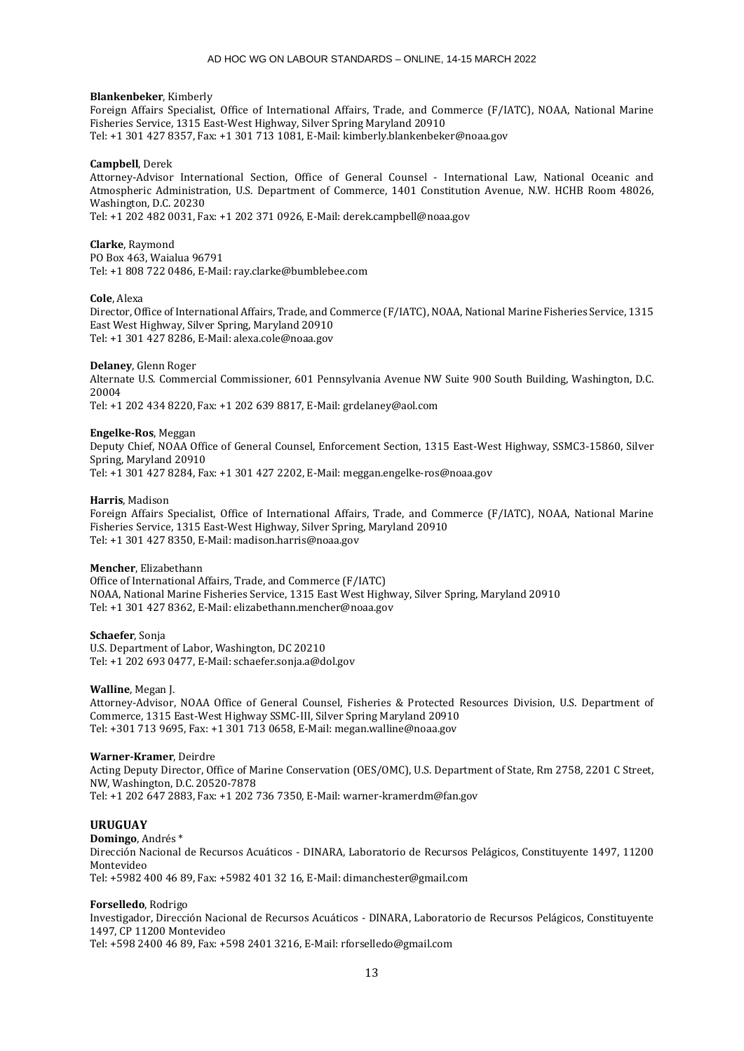**Blankenbeker**, Kimberly
Foreign Affairs Specialist, Office of International Affairs, Trade, and Commerce (F/IATC), NOAA, National Marine Fisheries Service, 1315 East-West Highway, Silver Spring Maryland 20910
Tel: +1 301 427 8357, Fax: +1 301 713 1081, E-Mail: kimberly.blankenbeker@noaa.gov

**Campbell**, Derek
Attorney-Advisor International Section, Office of General Counsel - International Law, National Oceanic and Atmospheric Administration, U.S. Department of Commerce, 1401 Constitution Avenue, N.W. HCHB Room 48026, Washington, D.C. 20230
Tel: +1 202 482 0031, Fax: +1 202 371 0926, E-Mail: derek.campbell@noaa.gov

**Clarke**, Raymond
PO Box 463, Waialua 96791
Tel: +1 808 722 0486, E-Mail: ray.clarke@bumblebee.com

**Cole**, Alexa
Director, Office of International Affairs, Trade, and Commerce (F/IATC), NOAA, National Marine Fisheries Service, 1315 East West Highway, Silver Spring, Maryland 20910
Tel: +1 301 427 8286, E-Mail: alexa.cole@noaa.gov

**Delaney**, Glenn Roger
Alternate U.S. Commercial Commissioner, 601 Pennsylvania Avenue NW Suite 900 South Building, Washington, D.C. 20004
Tel: +1 202 434 8220, Fax: +1 202 639 8817, E-Mail: grdelaney@aol.com

**Engelke-Ros**, Meggan
Deputy Chief, NOAA Office of General Counsel, Enforcement Section, 1315 East-West Highway, SSMC3-15860, Silver Spring, Maryland 20910
Tel: +1 301 427 8284, Fax: +1 301 427 2202, E-Mail: meggan.engelke-ros@noaa.gov

**Harris**, Madison
Foreign Affairs Specialist, Office of International Affairs, Trade, and Commerce (F/IATC), NOAA, National Marine Fisheries Service, 1315 East-West Highway, Silver Spring, Maryland 20910
Tel: +1 301 427 8350, E-Mail: madison.harris@noaa.gov

**Mencher**, Elizabethann
Office of International Affairs, Trade, and Commerce (F/IATC)
NOAA, National Marine Fisheries Service, 1315 East West Highway, Silver Spring, Maryland 20910
Tel: +1 301 427 8362, E-Mail: elizabethann.mencher@noaa.gov

**Schaefer**, Sonja
U.S. Department of Labor, Washington, DC 20210
Tel: +1 202 693 0477, E-Mail: schaefer.sonja.a@dol.gov

**Walline**, Megan J.
Attorney-Advisor, NOAA Office of General Counsel, Fisheries & Protected Resources Division, U.S. Department of Commerce, 1315 East-West Highway SSMC-III, Silver Spring Maryland 20910
Tel: +301 713 9695, Fax: +1 301 713 0658, E-Mail: megan.walline@noaa.gov

**Warner-Kramer**, Deirdre
Acting Deputy Director, Office of Marine Conservation (OES/OMC), U.S. Department of State, Rm 2758, 2201 C Street, NW, Washington, D.C. 20520-7878
Tel: +1 202 647 2883, Fax: +1 202 736 7350, E-Mail: warner-kramerdm@fan.gov

## URUGUAY

**Domingo**, Andrés *
Dirección Nacional de Recursos Acuáticos - DINARA, Laboratorio de Recursos Pelágicos, Constituyente 1497, 11200 Montevideo
Tel: +5982 400 46 89, Fax: +5982 401 32 16, E-Mail: dimanchester@gmail.com

**Forselledo**, Rodrigo
Investigador, Dirección Nacional de Recursos Acuáticos - DINARA, Laboratorio de Recursos Pelágicos, Constituyente 1497, CP 11200 Montevideo
Tel: +598 2400 46 89, Fax: +598 2401 3216, E-Mail: rforselledo@gmail.com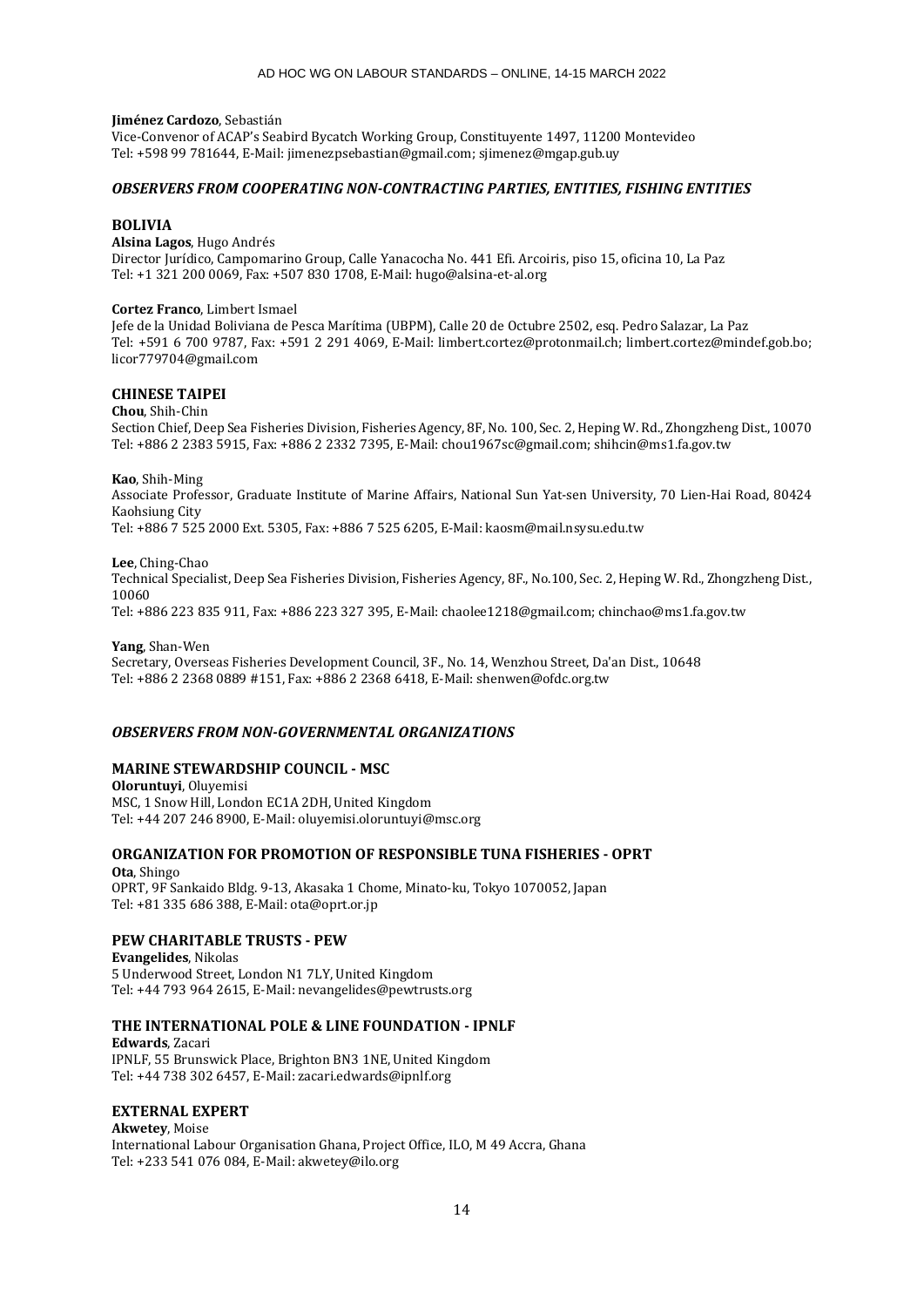**Jiménez Cardozo**, Sebastián
Vice-Convenor of ACAP's Seabird Bycatch Working Group, Constituyente 1497, 11200 Montevideo
Tel: +598 99 781644, E-Mail: jimenezpsebastian@gmail.com; sjimenez@mgap.gub.uy

### *OBSERVERS FROM COOPERATING NON-CONTRACTING PARTIES, ENTITIES, FISHING ENTITIES*

#### BOLIVIA

**Alsina Lagos**, Hugo Andrés
Director Jurídico, Campomarino Group, Calle Yanacocha No. 441 Efi. Arcoiris, piso 15, oficina 10, La Paz
Tel: +1 321 200 0069, Fax: +507 830 1708, E-Mail: hugo@alsina-et-al.org

**Cortez Franco**, Limbert Ismael
Jefe de la Unidad Boliviana de Pesca Marítima (UBPM), Calle 20 de Octubre 2502, esq. Pedro Salazar, La Paz
Tel: +591 6 700 9787, Fax: +591 2 291 4069, E-Mail: limbert.cortez@protonmail.ch; limbert.cortez@mindef.gob.bo; licor779704@gmail.com

#### CHINESE TAIPEI

**Chou**, Shih-Chin
Section Chief, Deep Sea Fisheries Division, Fisheries Agency, 8F, No. 100, Sec. 2, Heping W. Rd., Zhongzheng Dist., 10070
Tel: +886 2 2383 5915, Fax: +886 2 2332 7395, E-Mail: chou1967sc@gmail.com; shihcin@ms1.fa.gov.tw

**Kao**, Shih-Ming
Associate Professor, Graduate Institute of Marine Affairs, National Sun Yat-sen University, 70 Lien-Hai Road, 80424 Kaohsiung City
Tel: +886 7 525 2000 Ext. 5305, Fax: +886 7 525 6205, E-Mail: kaosm@mail.nsysu.edu.tw

**Lee**, Ching-Chao
Technical Specialist, Deep Sea Fisheries Division, Fisheries Agency, 8F., No.100, Sec. 2, Heping W. Rd., Zhongzheng Dist., 10060
Tel: +886 223 835 911, Fax: +886 223 327 395, E-Mail: chaolee1218@gmail.com; chinchao@ms1.fa.gov.tw

**Yang**, Shan-Wen
Secretary, Overseas Fisheries Development Council, 3F., No. 14, Wenzhou Street, Da'an Dist., 10648
Tel: +886 2 2368 0889 #151, Fax: +886 2 2368 6418, E-Mail: shenwen@ofdc.org.tw

### *OBSERVERS FROM NON-GOVERNMENTAL ORGANIZATIONS*

#### MARINE STEWARDSHIP COUNCIL - MSC

**Oloruntuyi**, Oluyemisi
MSC, 1 Snow Hill, London EC1A 2DH, United Kingdom
Tel: +44 207 246 8900, E-Mail: oluyemisi.oloruntuyi@msc.org

#### ORGANIZATION FOR PROMOTION OF RESPONSIBLE TUNA FISHERIES - OPRT

**Ota**, Shingo
OPRT, 9F Sankaido Bldg. 9-13, Akasaka 1 Chome, Minato-ku, Tokyo 1070052, Japan
Tel: +81 335 686 388, E-Mail: ota@oprt.or.jp

#### PEW CHARITABLE TRUSTS - PEW

**Evangelides**, Nikolas
5 Underwood Street, London N1 7LY, United Kingdom
Tel: +44 793 964 2615, E-Mail: nevangelides@pewtrusts.org

#### THE INTERNATIONAL POLE & LINE FOUNDATION - IPNLF

**Edwards**, Zacari
IPNLF, 55 Brunswick Place, Brighton BN3 1NE, United Kingdom
Tel: +44 738 302 6457, E-Mail: zacari.edwards@ipnlf.org

#### EXTERNAL EXPERT

**Akwetey**, Moise
International Labour Organisation Ghana, Project Office, ILO, M 49 Accra, Ghana
Tel: +233 541 076 084, E-Mail: akwetey@ilo.org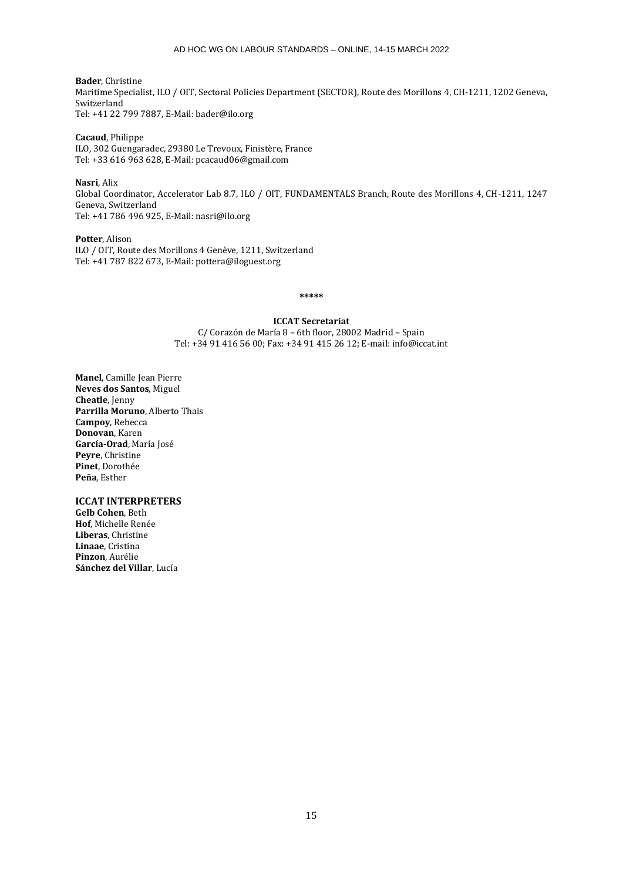**Bader**, Christine
Maritime Specialist, ILO / OIT, Sectoral Policies Department (SECTOR), Route des Morillons 4, CH-1211, 1202 Geneva, Switzerland
Tel: +41 22 799 7887, E-Mail: bader@ilo.org

**Cacaud**, Philippe
ILO, 302 Guengaradec, 29380 Le Trevoux, Finistère, France
Tel: +33 616 963 628, E-Mail: pcacaud06@gmail.com

**Nasri**, Alix
Global Coordinator, Accelerator Lab 8.7, ILO / OIT, FUNDAMENTALS Branch, Route des Morillons 4, CH-1211, 1247 Geneva, Switzerland
Tel: +41 786 496 925, E-Mail: nasri@ilo.org

**Potter**, Alison
ILO / OIT, Route des Morillons 4 Genève, 1211, Switzerland
Tel: +41 787 822 673, E-Mail: pottera@iloguest.org

*****

**ICCAT Secretariat**
C/ Corazón de María 8 – 6th floor, 28002 Madrid – Spain
Tel: +34 91 416 56 00; Fax: +34 91 415 26 12; E-mail: info@iccat.int

**Manel**, Camille Jean Pierre
**Neves dos Santos**, Miguel
**Cheatle**, Jenny
**Parrilla Moruno**, Alberto Thais
**Campoy**, Rebecca
**Donovan**, Karen
**García-Orad**, María José
**Peyre**, Christine
**Pinet**, Dorothée
**Peña**, Esther

## ICCAT INTERPRETERS

**Gelb Cohen**, Beth
**Hof**, Michelle Renée
**Liberas**, Christine
**Linaae**, Cristina
**Pinzon**, Aurélie
**Sánchez del Villar**, Lucía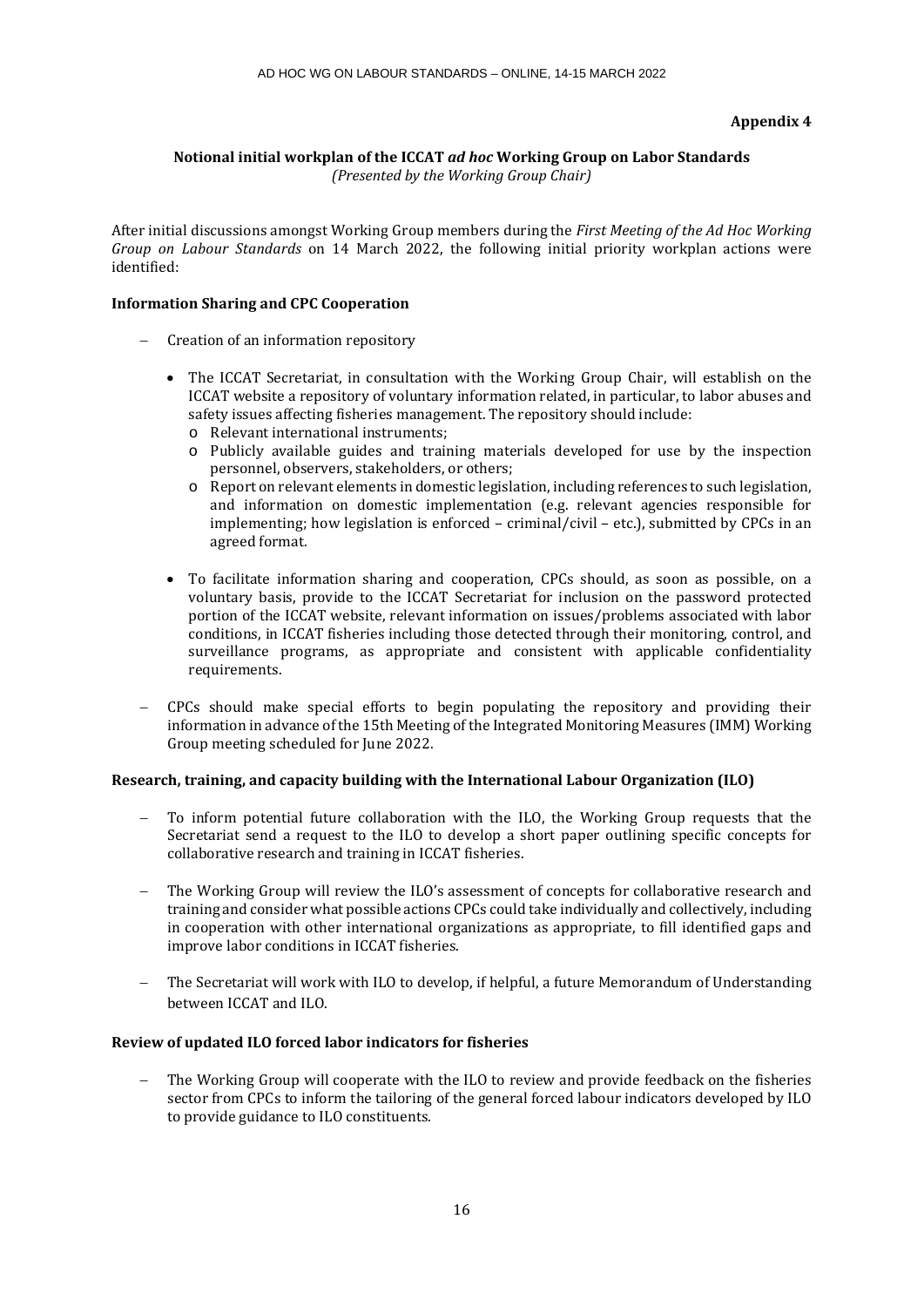**Appendix 4**

**Notional initial workplan of the ICCAT *ad hoc* Working Group on Labor Standards**
*(Presented by the Working Group Chair)*

After initial discussions amongst Working Group members during the *First Meeting of the Ad Hoc Working Group on Labour Standards* on 14 March 2022, the following initial priority workplan actions were identified:

**Information Sharing and CPC Cooperation**

- Creation of an information repository
  - The ICCAT Secretariat, in consultation with the Working Group Chair, will establish on the ICCAT website a repository of voluntary information related, in particular, to labor abuses and safety issues affecting fisheries management. The repository should include:
    - Relevant international instruments;
    - Publicly available guides and training materials developed for use by the inspection personnel, observers, stakeholders, or others;
    - Report on relevant elements in domestic legislation, including references to such legislation, and information on domestic implementation (e.g. relevant agencies responsible for implementing; how legislation is enforced – criminal/civil – etc.), submitted by CPCs in an agreed format.
  - To facilitate information sharing and cooperation, CPCs should, as soon as possible, on a voluntary basis, provide to the ICCAT Secretariat for inclusion on the password protected portion of the ICCAT website, relevant information on issues/problems associated with labor conditions, in ICCAT fisheries including those detected through their monitoring, control, and surveillance programs, as appropriate and consistent with applicable confidentiality requirements.
- CPCs should make special efforts to begin populating the repository and providing their information in advance of the 15th Meeting of the Integrated Monitoring Measures (IMM) Working Group meeting scheduled for June 2022.

**Research, training, and capacity building with the International Labour Organization (ILO)**

- To inform potential future collaboration with the ILO, the Working Group requests that the Secretariat send a request to the ILO to develop a short paper outlining specific concepts for collaborative research and training in ICCAT fisheries.
- The Working Group will review the ILO's assessment of concepts for collaborative research and training and consider what possible actions CPCs could take individually and collectively, including in cooperation with other international organizations as appropriate, to fill identified gaps and improve labor conditions in ICCAT fisheries.
- The Secretariat will work with ILO to develop, if helpful, a future Memorandum of Understanding between ICCAT and ILO.

**Review of updated ILO forced labor indicators for fisheries**

- The Working Group will cooperate with the ILO to review and provide feedback on the fisheries sector from CPCs to inform the tailoring of the general forced labour indicators developed by ILO to provide guidance to ILO constituents.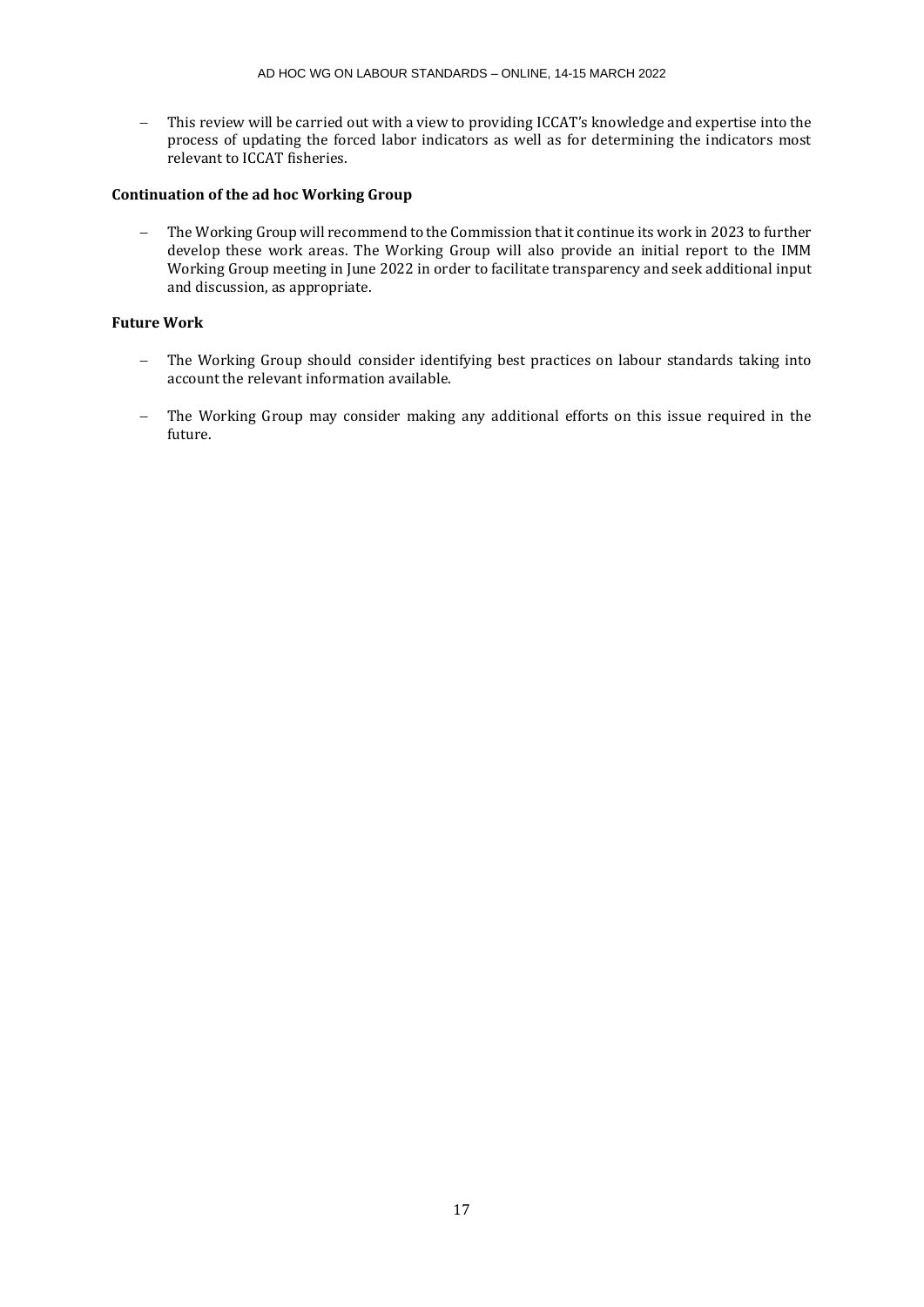- This review will be carried out with a view to providing ICCAT's knowledge and expertise into the process of updating the forced labor indicators as well as for determining the indicators most relevant to ICCAT fisheries.

**Continuation of the ad hoc Working Group**

- The Working Group will recommend to the Commission that it continue its work in 2023 to further develop these work areas. The Working Group will also provide an initial report to the IMM Working Group meeting in June 2022 in order to facilitate transparency and seek additional input and discussion, as appropriate.

**Future Work**

- The Working Group should consider identifying best practices on labour standards taking into account the relevant information available.

- The Working Group may consider making any additional efforts on this issue required in the future.